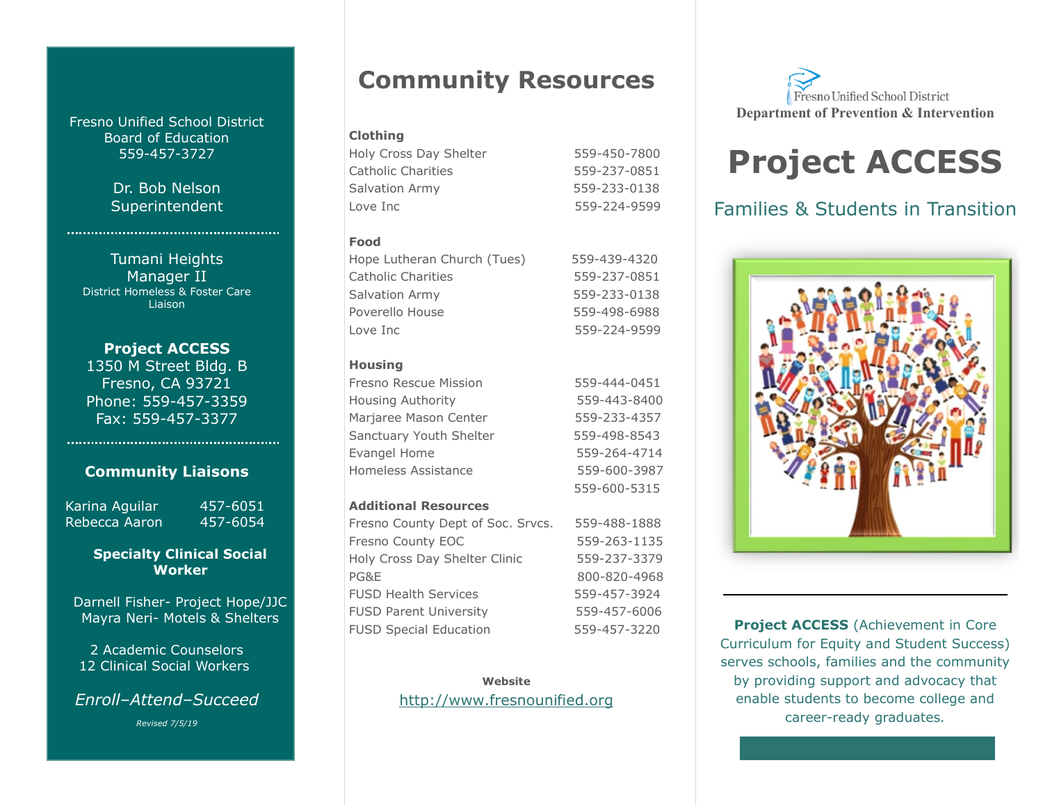Fresno Unified School District
Board of Education
559-457-3727

Dr. Bob Nelson
Superintendent

Tumani Heights
Manager II
District Homeless & Foster Care Liaison

**Project ACCESS**
1350 M Street Bldg. B
Fresno, CA 93721
Phone: 559-457-3359
Fax: 559-457-3377

### Community Liaisons

| | |
|---|---|
| Karina Aguilar | 457-6051 |
| Rebecca Aaron | 457-6054 |

**Specialty Clinical Social Worker**

Darnell Fisher- Project Hope/JJC
Mayra Neri- Motels & Shelters

2 Academic Counselors
12 Clinical Social Workers

*Enroll–Attend–Succeed*

*Revised 7/5/19*

# Community Resources

**Clothing**

| | |
|---|---|
| Holy Cross Day Shelter | 559-450-7800 |
| Catholic Charities | 559-237-0851 |
| Salvation Army | 559-233-0138 |
| Love Inc | 559-224-9599 |

**Food**

| | |
|---|---|
| Hope Lutheran Church (Tues) | 559-439-4320 |
| Catholic Charities | 559-237-0851 |
| Salvation Army | 559-233-0138 |
| Poverello House | 559-498-6988 |
| Love Inc | 559-224-9599 |

**Housing**

| | |
|---|---|
| Fresno Rescue Mission | 559-444-0451 |
| Housing Authority | 559-443-8400 |
| Marjaree Mason Center | 559-233-4357 |
| Sanctuary Youth Shelter | 559-498-8543 |
| Evangel Home | 559-264-4714 |
| Homeless Assistance | 559-600-3987 |
| | 559-600-5315 |

**Additional Resources**

| | |
|---|---|
| Fresno County Dept of Soc. Srvcs. | 559-488-1888 |
| Fresno County EOC | 559-263-1135 |
| Holy Cross Day Shelter Clinic | 559-237-3379 |
| PG&E | 800-820-4968 |
| FUSD Health Services | 559-457-3924 |
| FUSD Parent University | 559-457-6006 |
| FUSD Special Education | 559-457-3220 |

**Website**
http://www.fresnounified.org

Fresno Unified School District
**Department of Prevention & Intervention**

# Project ACCESS

## Families & Students in Transition

**Project ACCESS** (Achievement in Core Curriculum for Equity and Student Success) serves schools, families and the community by providing support and advocacy that enable students to become college and career-ready graduates.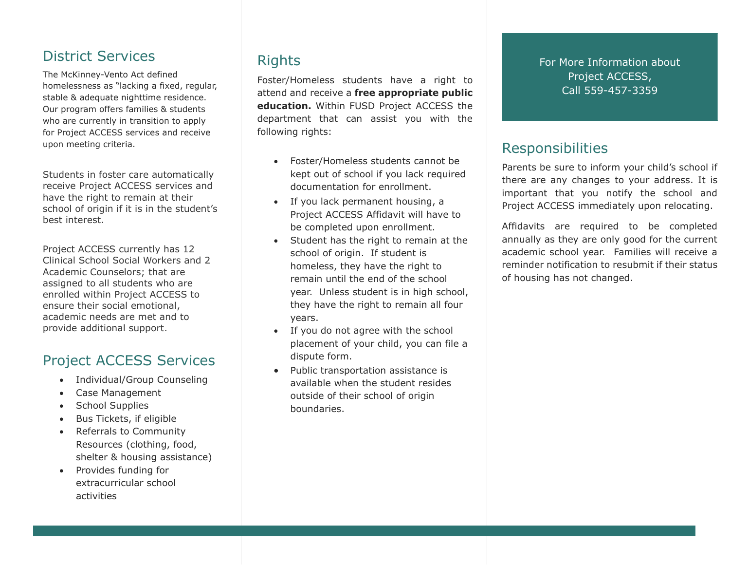## District Services

The McKinney-Vento Act defined homelessness as "lacking a fixed, regular, stable & adequate nighttime residence. Our program offers families & students who are currently in transition to apply for Project ACCESS services and receive upon meeting criteria.

Students in foster care automatically receive Project ACCESS services and have the right to remain at their school of origin if it is in the student's best interest.

Project ACCESS currently has 12 Clinical School Social Workers and 2 Academic Counselors; that are assigned to all students who are enrolled within Project ACCESS to ensure their social emotional, academic needs are met and to provide additional support.

## Project ACCESS Services

- Individual/Group Counseling
- Case Management
- School Supplies
- Bus Tickets, if eligible
- Referrals to Community Resources (clothing, food, shelter & housing assistance)
- Provides funding for extracurricular school activities

## Rights

Foster/Homeless students have a right to attend and receive a **free appropriate public education.** Within FUSD Project ACCESS the department that can assist you with the following rights:

- Foster/Homeless students cannot be kept out of school if you lack required documentation for enrollment.
- If you lack permanent housing, a Project ACCESS Affidavit will have to be completed upon enrollment.
- Student has the right to remain at the school of origin. If student is homeless, they have the right to remain until the end of the school year. Unless student is in high school, they have the right to remain all four years.
- If you do not agree with the school placement of your child, you can file a dispute form.
- Public transportation assistance is available when the student resides outside of their school of origin boundaries.

For More Information about Project ACCESS, Call 559-457-3359

## Responsibilities

Parents be sure to inform your child's school if there are any changes to your address. It is important that you notify the school and Project ACCESS immediately upon relocating.

Affidavits are required to be completed annually as they are only good for the current academic school year. Families will receive a reminder notification to resubmit if their status of housing has not changed.